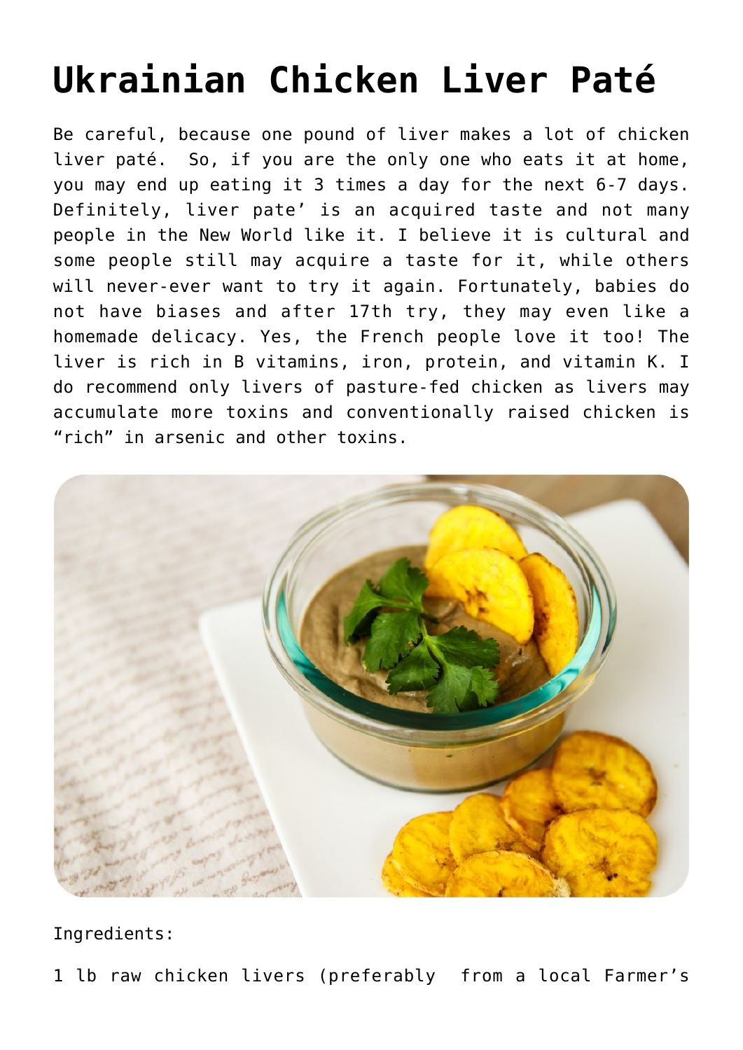# Ukrainian Chicken Liver Paté

Be careful, because one pound of liver makes a lot of chicken liver paté. So, if you are the only one who eats it at home, you may end up eating it 3 times a day for the next 6-7 days. Definitely, liver pate' is an acquired taste and not many people in the New World like it. I believe it is cultural and some people still may acquire a taste for it, while others will never-ever want to try it again. Fortunately, babies do not have biases and after 17th try, they may even like a homemade delicacy. Yes, the French people love it too! The liver is rich in B vitamins, iron, protein, and vitamin K. I do recommend only livers of pasture-fed chicken as livers may accumulate more toxins and conventionally raised chicken is "rich" in arsenic and other toxins.

Ingredients:

1 lb raw chicken livers (preferably from a local Farmer's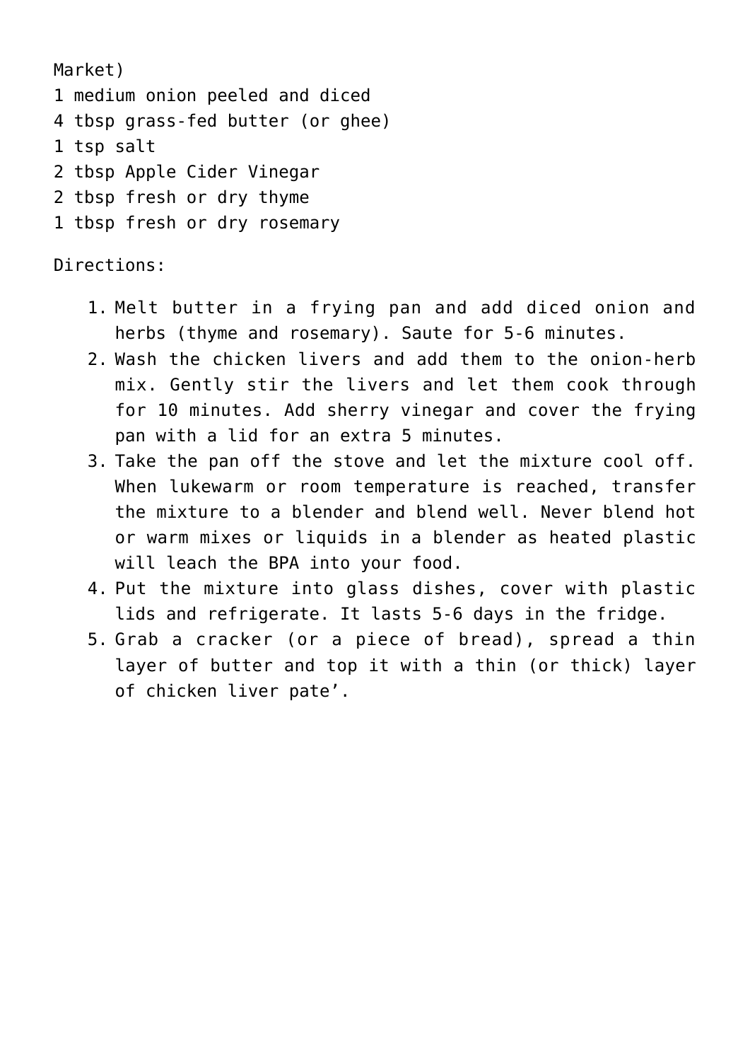Market)
1 medium onion peeled and diced
4 tbsp grass-fed butter (or ghee)
1 tsp salt
2 tbsp Apple Cider Vinegar
2 tbsp fresh or dry thyme
1 tbsp fresh or dry rosemary

Directions:

1. Melt butter in a frying pan and add diced onion and herbs (thyme and rosemary). Saute for 5-6 minutes.
2. Wash the chicken livers and add them to the onion-herb mix. Gently stir the livers and let them cook through for 10 minutes. Add sherry vinegar and cover the frying pan with a lid for an extra 5 minutes.
3. Take the pan off the stove and let the mixture cool off. When lukewarm or room temperature is reached, transfer the mixture to a blender and blend well. Never blend hot or warm mixes or liquids in a blender as heated plastic will leach the BPA into your food.
4. Put the mixture into glass dishes, cover with plastic lids and refrigerate. It lasts 5-6 days in the fridge.
5. Grab a cracker (or a piece of bread), spread a thin layer of butter and top it with a thin (or thick) layer of chicken liver pate'.